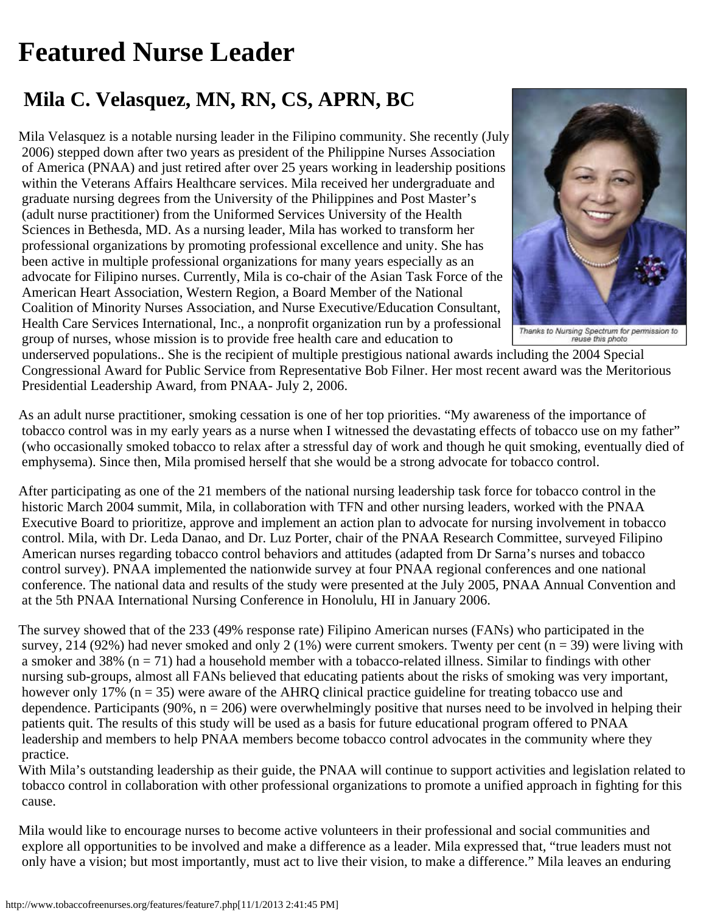# Featured Nurse Leader

## Mila C. Velasquez, MN, RN, CS, APRN, BC

Thanks to Nursing Spectrum for permission to reuse this photo

Mila Velasquez is a notable nursing leader in the Filipino community. She recently (July 2006) stepped down after two years as president of the Philippine Nurses Association of America (PNAA) and just retired after over 25 years working in leadership positions within the Veterans Affairs Healthcare services. Mila received her undergraduate and graduate nursing degrees from the University of the Philippines and Post Master's (adult nurse practitioner) from the Uniformed Services University of the Health Sciences in Bethesda, MD. As a nursing leader, Mila has worked to transform her professional organizations by promoting professional excellence and unity. She has been active in multiple professional organizations for many years especially as an advocate for Filipino nurses. Currently, Mila is co-chair of the Asian Task Force of the American Heart Association, Western Region, a Board Member of the National Coalition of Minority Nurses Association, and Nurse Executive/Education Consultant, Health Care Services International, Inc., a nonprofit organization run by a professional group of nurses, whose mission is to provide free health care and education to underserved populations.. She is the recipient of multiple prestigious national awards including the 2004 Special Congressional Award for Public Service from Representative Bob Filner. Her most recent award was the Meritorious Presidential Leadership Award, from PNAA- July 2, 2006.

As an adult nurse practitioner, smoking cessation is one of her top priorities. "My awareness of the importance of tobacco control was in my early years as a nurse when I witnessed the devastating effects of tobacco use on my father" (who occasionally smoked tobacco to relax after a stressful day of work and though he quit smoking, eventually died of emphysema). Since then, Mila promised herself that she would be a strong advocate for tobacco control.

After participating as one of the 21 members of the national nursing leadership task force for tobacco control in the historic March 2004 summit, Mila, in collaboration with TFN and other nursing leaders, worked with the PNAA Executive Board to prioritize, approve and implement an action plan to advocate for nursing involvement in tobacco control. Mila, with Dr. Leda Danao, and Dr. Luz Porter, chair of the PNAA Research Committee, surveyed Filipino American nurses regarding tobacco control behaviors and attitudes (adapted from Dr Sarna's nurses and tobacco control survey). PNAA implemented the nationwide survey at four PNAA regional conferences and one national conference. The national data and results of the study were presented at the July 2005, PNAA Annual Convention and at the 5th PNAA International Nursing Conference in Honolulu, HI in January 2006.

The survey showed that of the 233 (49% response rate) Filipino American nurses (FANs) who participated in the survey, 214 (92%) had never smoked and only 2 (1%) were current smokers. Twenty per cent (n = 39) were living with a smoker and 38% (n = 71) had a household member with a tobacco-related illness. Similar to findings with other nursing sub-groups, almost all FANs believed that educating patients about the risks of smoking was very important, however only 17% (n = 35) were aware of the AHRQ clinical practice guideline for treating tobacco use and dependence. Participants (90%, n = 206) were overwhelmingly positive that nurses need to be involved in helping their patients quit. The results of this study will be used as a basis for future educational program offered to PNAA leadership and members to help PNAA members become tobacco control advocates in the community where they practice.

With Mila's outstanding leadership as their guide, the PNAA will continue to support activities and legislation related to tobacco control in collaboration with other professional organizations to promote a unified approach in fighting for this cause.

Mila would like to encourage nurses to become active volunteers in their professional and social communities and explore all opportunities to be involved and make a difference as a leader. Mila expressed that, "true leaders must not only have a vision; but most importantly, must act to live their vision, to make a difference." Mila leaves an enduring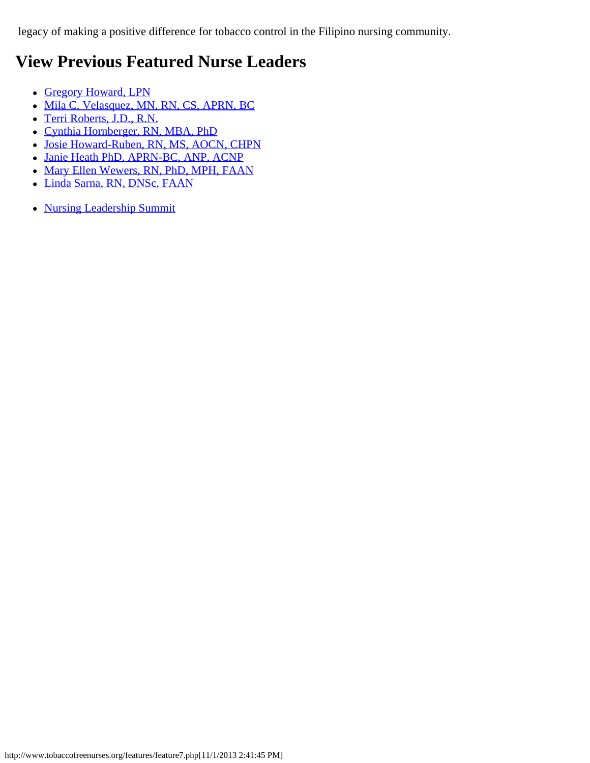legacy of making a positive difference for tobacco control in the Filipino nursing community.

## View Previous Featured Nurse Leaders

- Gregory Howard, LPN
- Mila C. Velasquez, MN, RN, CS, APRN, BC
- Terri Roberts, J.D., R.N.
- Cynthia Hornberger, RN, MBA, PhD
- Josie Howard-Ruben, RN, MS, AOCN, CHPN
- Janie Heath PhD, APRN-BC, ANP, ACNP
- Mary Ellen Wewers, RN, PhD, MPH, FAAN
- Linda Sarna, RN, DNSc, FAAN

- Nursing Leadership Summit